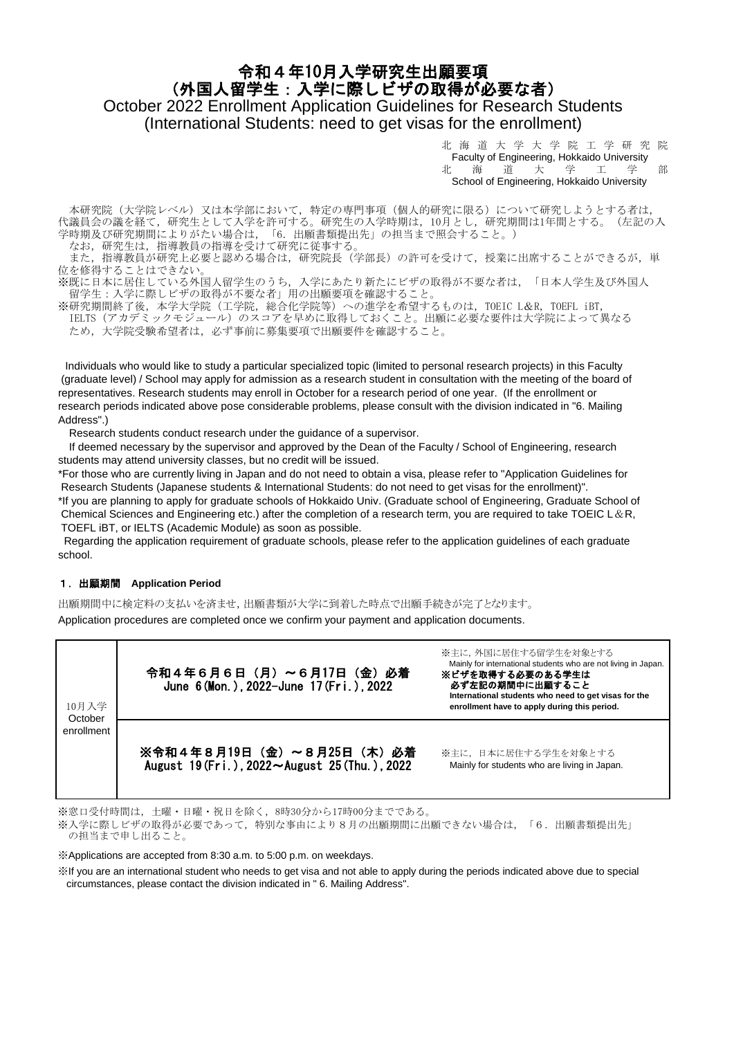# 令和４年10月入学研究生出願要項
# （外国人留学生：入学に際しビザの取得が必要な者）
# October 2022 Enrollment Application Guidelines for Research Students
# (International Students: need to get visas for the enrollment)

北海道大学大学院工学研究院
Faculty of Engineering, Hokkaido University
北海道大学工学部
School of Engineering, Hokkaido University

本研究院（大学院レベル）又は本学部において，特定の専門事項（個人的研究に限る）について研究しようとする者は，代議員会の議を経て，研究生として入学を許可する。研究生の入学時期は，10月とし，研究期間は1年間とする。（左記の入学時期及び研究期間によりがたい場合は，「6．出願書類提出先」の担当まで照会すること。）

なお，研究生は，指導教員の指導を受けて研究に従事する。

また，指導教員が研究上必要と認める場合は，研究院長（学部長）の許可を受けて，授業に出席することができるが，単位を修得することはできない。

※既に日本に居住している外国人留学生のうち，入学にあたり新たにビザの取得が不要な者は，「日本人学生及び外国人留学生：入学に際しビザの取得が不要な者」用の出願要項を確認すること。

※研究期間終了後，本学大学院（工学院，総合化学院等）への進学を希望するものは，TOEIC L&R，TOEFL iBT，IELTS（アカデミックモジュール）のスコアを早めに取得しておくこと。出願に必要な要件は大学院によって異なるため，大学院受験希望者は，必ず事前に募集要項で出願要件を確認すること。

Individuals who would like to study a particular specialized topic (limited to personal research projects) in this Faculty (graduate level) / School may apply for admission as a research student in consultation with the meeting of the board of representatives. Research students may enroll in October for a research period of one year. (If the enrollment or research periods indicated above pose considerable problems, please consult with the division indicated in "6. Mailing Address".)

Research students conduct research under the guidance of a supervisor.

If deemed necessary by the supervisor and approved by the Dean of the Faculty / School of Engineering, research students may attend university classes, but no credit will be issued.

*For those who are currently living in Japan and do not need to obtain a visa, please refer to "Application Guidelines for Research Students (Japanese students & International Students: do not need to get visas for the enrollment)".

*If you are planning to apply for graduate schools of Hokkaido Univ. (Graduate school of Engineering, Graduate School of Chemical Sciences and Engineering etc.) after the completion of a research term, you are required to take TOEIC L&R, TOEFL iBT, or IELTS (Academic Module) as soon as possible.

Regarding the application requirement of graduate schools, please refer to the application guidelines of each graduate school.

### １．出願期間　Application Period

出願期間中に検定料の支払いを済ませ，出願書類が大学に到着した時点で出願手続きが完了となります。

Application procedures are completed once we confirm your payment and application documents.

| | | |
|---|---|---|
| 10月入学 October enrollment | **令和４年６月６日（月）～６月17日（金）必着**<br>June 6(Mon.),2022-June 17(Fri.),2022 | ※主に，外国に居住する留学生を対象とする<br>Mainly for international students who are not living in Japan.<br>**※ビザを取得する必要のある学生は必ず左記の期間中に出願すること**<br>**International students who need to get visas for the enrollment have to apply during this period.** |
| | **※令和４年８月19日（金）～８月25日（木）必着**<br>August 19(Fri.),2022～August 25(Thu.),2022 | ※主に，日本に居住する学生を対象とする<br>Mainly for students who are living in Japan. |

※窓口受付時間は，土曜・日曜・祝日を除く，8時30分から17時00分までである。

※入学に際しビザの取得が必要であって，特別な事由により８月の出願期間に出願できない場合は，「６．出願書類提出先」の担当まで申し出ること。

※Applications are accepted from 8:30 a.m. to 5:00 p.m. on weekdays.

※If you are an international student who needs to get visa and not able to apply during the periods indicated above due to special circumstances, please contact the division indicated in " 6. Mailing Address".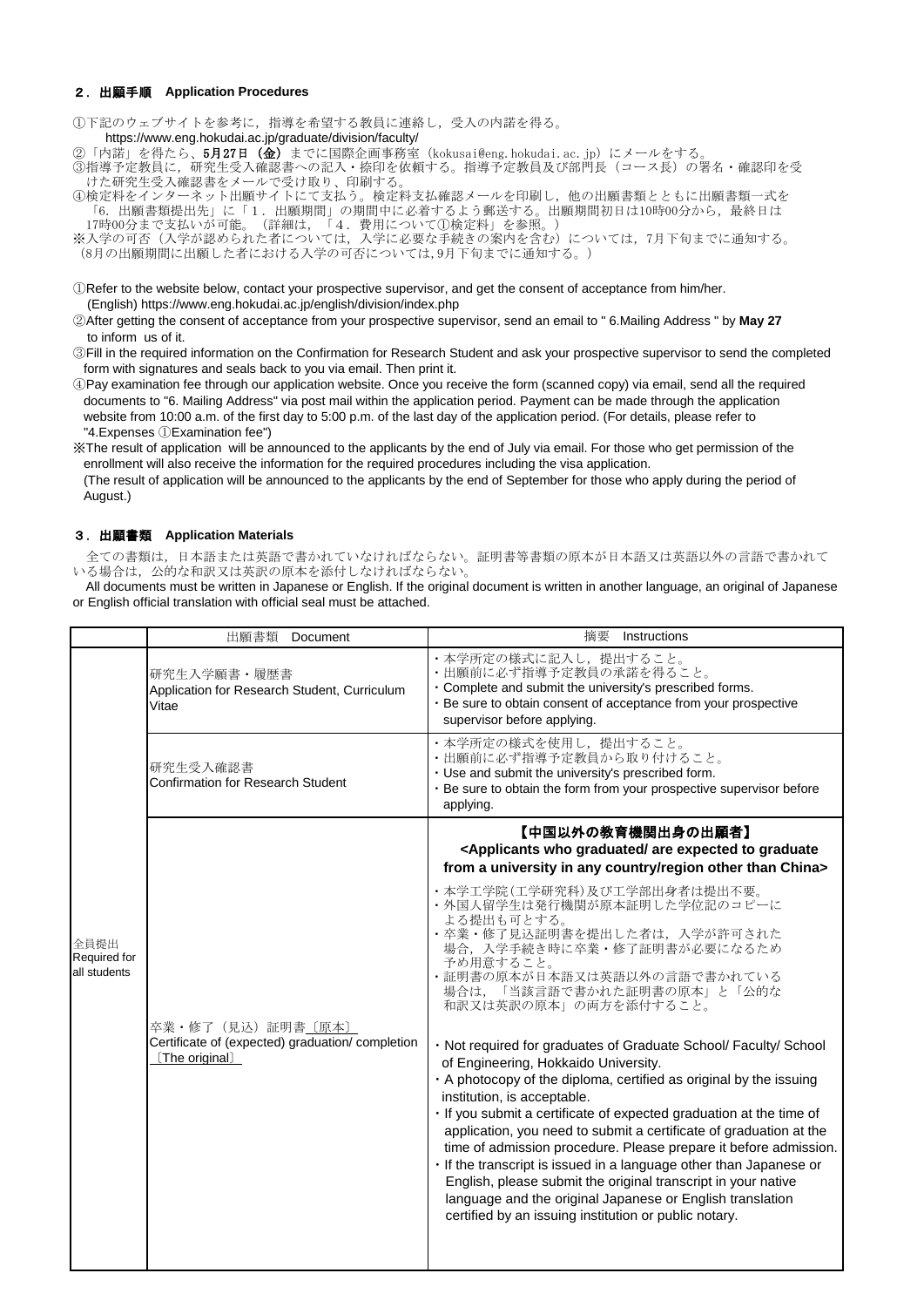## ２．出願手順　Application Procedures

①下記のウェブサイトを参考に，指導を希望する教員に連絡し，受入の内諾を得る。
　https://www.eng.hokudai.ac.jp/graduate/division/faculty/
②「内諾」を得たら、**5月27日（金）**までに国際企画事務室（kokusai@eng.hokudai.ac.jp）にメールをする。
③指導予定教員に，研究生受入確認書への記入・捺印を依頼する。指導予定教員及び部門長（コース長）の署名・確認印を受けた研究生受入確認書をメールで受け取り、印刷する。
④検定料をインターネット出願サイトにて支払う。検定料支払確認メールを印刷し，他の出願書類とともに出願書類一式を「6．出願書類提出先」に「1．出願期間」の期間中に必着するよう郵送する。出願期間初日は10時00分から，最終日は17時00分まで支払いが可能。（詳細は，「4．費用について①検定料」を参照。）
※入学の可否（入学が認められた者については，入学に必要な手続きの案内を含む）については，7月下旬までに通知する。
（8月の出願期間に出願した者における入学の可否については,9月下旬までに通知する。）

①Refer to the website below, contact your prospective supervisor, and get the consent of acceptance from him/her.
　(English) https://www.eng.hokudai.ac.jp/english/division/index.php
②After getting the consent of acceptance from your prospective supervisor, send an email to " 6.Mailing Address " by **May 27** to inform us of it.
③Fill in the required information on the Confirmation for Research Student and ask your prospective supervisor to send the completed form with signatures and seals back to you via email. Then print it.
④Pay examination fee through our application website. Once you receive the form (scanned copy) via email, send all the required documents to "6. Mailing Address" via post mail within the application period. Payment can be made through the application website from 10:00 a.m. of the first day to 5:00 p.m. of the last day of the application period. (For details, please refer to "4.Expenses ①Examination fee")
※The result of application will be announced to the applicants by the end of July via email. For those who get permission of the enrollment will also receive the information for the required procedures including the visa application.
(The result of application will be announced to the applicants by the end of September for those who apply during the period of August.)

## ３．出願書類　Application Materials

全ての書類は，日本語または英語で書かれていなければならない。証明書等書類の原本が日本語又は英語以外の言語で書かれている場合は，公的な和訳又は英訳の原本を添付しなければならない。

All documents must be written in Japanese or English. If the original document is written in another language, an original of Japanese or English official translation with official seal must be attached.

| | 出願書類　Document | 摘要　Instructions |
|---|---|---|
| 全員提出<br>Required for all students | 研究生入学願書・履歴書<br>Application for Research Student, Curriculum Vitae | ・本学所定の様式に記入し，提出すること。<br>・出願前に必ず指導予定教員の承諾を得ること。<br>・Complete and submit the university's prescribed forms.<br>・Be sure to obtain consent of acceptance from your prospective supervisor before applying. |
| | 研究生受入確認書<br>Confirmation for Research Student | ・本学所定の様式を使用し，提出すること。<br>・出願前に必ず指導予定教員から取り付けること。<br>・Use and submit the university's prescribed form.<br>・Be sure to obtain the form from your prospective supervisor before applying. |
| | 卒業・修了（見込）証明書〔原本〕<br>Certificate of (expected) graduation/ completion〔The original〕 | **【中国以外の教育機関出身の出願者】**<br>**<Applicants who graduated/ are expected to graduate from a university in any country/region other than China>**<br>・本学工学院(工学研究科)及び工学部出身者は提出不要。<br>・外国人留学生は発行機関が原本証明した学位記のコピーによる提出も可とする。<br>・卒業・修了見込証明書を提出した者は，入学が許可された場合，入学手続き時に卒業・修了証明書が必要になるため予め用意すること。<br>・証明書の原本が日本語又は英語以外の言語で書かれている場合は，「当該言語で書かれた証明書の原本」と「公的な和訳又は英訳の原本」の両方を添付すること。<br><br>・Not required for graduates of Graduate School/ Faculty/ School of Engineering, Hokkaido University.<br>・A photocopy of the diploma, certified as original by the issuing institution, is acceptable.<br>・If you submit a certificate of expected graduation at the time of application, you need to submit a certificate of graduation at the time of admission procedure. Please prepare it before admission.<br>・If the transcript is issued in a language other than Japanese or English, please submit the original transcript in your native language and the original Japanese or English translation certified by an issuing institution or public notary. |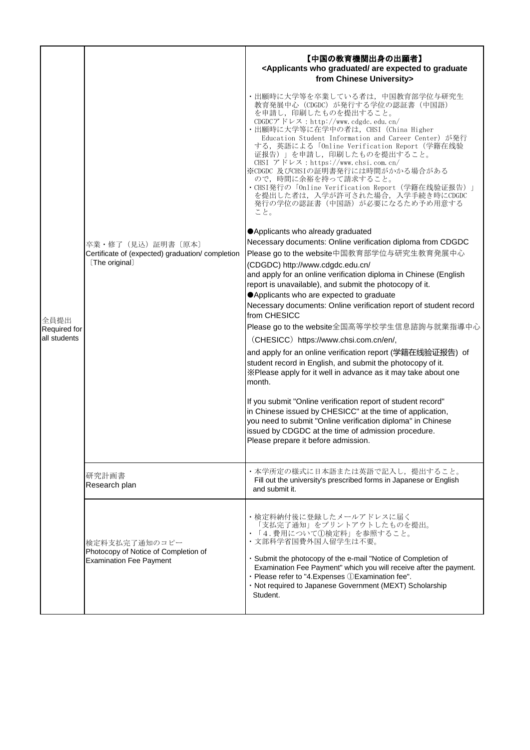| | | |
|---|---|---|
| 全員提出<br>Required for all students | 卒業・修了（見込）証明書〔原本〕<br>Certificate of (expected) graduation/ completion〔The original〕 | **【中国の教育機関出身の出願者】**<br>**<Applicants who graduated/ are expected to graduate from Chinese University>**<br>・出願時に大学等を卒業している者は，中国教育部学位与研究生教育発展中心（CDGDC）が発行する学位の認証書（中国語）を申請し，印刷したものを提出すること。<br>CDGDCアドレス：http://www.cdgdc.edu.cn/<br>・出願時に大学等に在学中の者は，CHSI (China Higher Education Student Information and Career Center) が発行する，英語による「Online Verification Report (学籍在线验证报告)」を申請し，印刷したものを提出すること。<br>CHSI アドレス：https://www.chsi.com.cn/<br>※CDGDC 及びCHSIの証明書発行には時間がかかる場合があるので，時間に余裕を持って請求すること。<br>・CHSI発行の「Online Verification Report (学籍在线验证报告)」を提出した者は，入学が許可された場合，入学手続き時にCDGDC発行の学位の認証書（中国語）が必要になるため予め用意すること。<br><br>●Applicants who already graduated<br>Necessary documents: Online verification diploma from CDGDC<br>Please go to the website中国教育部学位与研究生教育発展中心 (CDGDC) http://www.cdgdc.edu.cn/<br>and apply for an online verification diploma in Chinese (English report is unavailable), and submit the photocopy of it.<br>●Applicants who are expected to graduate<br>Necessary documents: Online verification report of student record from CHESICC<br>Please go to the website全国高等学校学生信息諮詢与就業指導中心（CHESICC）https://www.chsi.com.cn/en/,<br>and apply for an online verification report (学籍在线验证报告) of student record in English, and submit the photocopy of it.<br>※Please apply for it well in advance as it may take about one month.<br><br>If you submit "Online verification report of student record" in Chinese issued by CHESICC" at the time of application, you need to submit "Online verification diploma" in Chinese issued by CDGDC at the time of admission procedure.<br>Please prepare it before admission. |
| | 研究計画書<br>Research plan | ・本学所定の様式に日本語または英語で記入し，提出すること。<br>Fill out the university's prescribed forms in Japanese or English and submit it. |
| | 検定料支払完了通知のコピー<br>Photocopy of Notice of Completion of Examination Fee Payment | ・検定料納付後に登録したメールアドレスに届く「支払完了通知」をプリントアウトしたものを提出。<br>・「4.費用について①検定料」を参照すること。<br>・文部科学省国費外国人留学生は不要。<br><br>・Submit the photocopy of the e-mail "Notice of Completion of Examination Fee Payment" which you will receive after the payment.<br>・Please refer to "4.Expenses ①Examination fee".<br>・Not required to Japanese Government (MEXT) Scholarship Student. |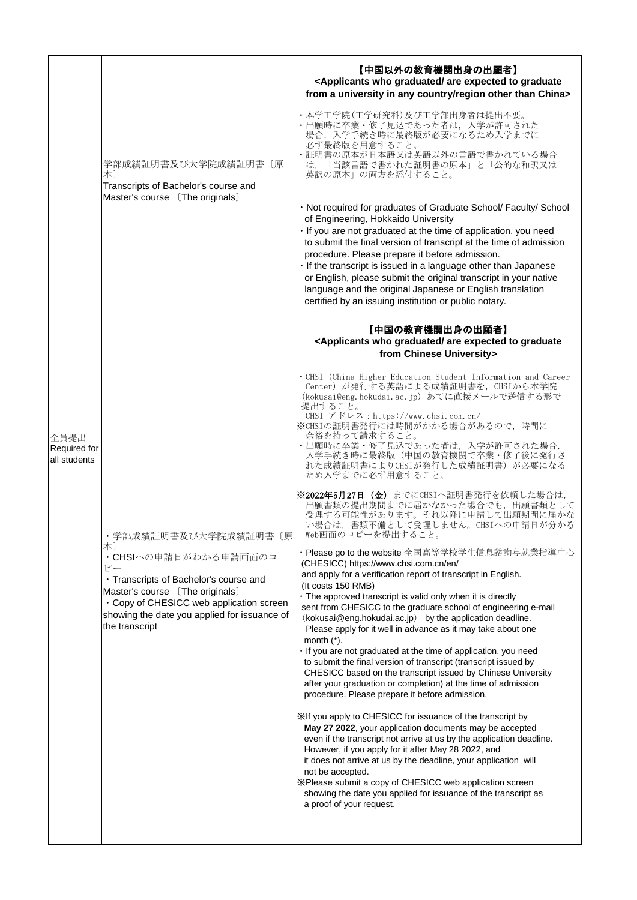| | | |
|---|---|---|
| 全員提出<br>Required for all students | 学部成績証明書及び大学院成績証明書〔原本〕<br>Transcripts of Bachelor's course and Master's course 〔The originals〕 | **【中国以外の教育機関出身の出願者】**<br>**<Applicants who graduated/ are expected to graduate from a university in any country/region other than China>**<br><br>・本学工学院(工学研究科)及び工学部出身者は提出不要。<br>・出願時に卒業・修了見込であった者は，入学が許可された場合，入学手続き時に最終版が必要になるため入学までに必ず最終版を用意すること。<br>・証明書の原本が日本語又は英語以外の言語で書かれている場合は，「当該言語で書かれた証明書の原本」と「公的な和訳又は英訳の原本」の両方を添付すること。<br><br>・Not required for graduates of Graduate School/ Faculty/ School of Engineering, Hokkaido University<br>・If you are not graduated at the time of application, you need to submit the final version of transcript at the time of admission procedure. Please prepare it before admission.<br>・If the transcript is issued in a language other than Japanese or English, please submit the original transcript in your native language and the original Japanese or English translation certified by an issuing institution or public notary. |
| | ・学部成績証明書及び大学院成績証明書〔原本〕<br>・CHSIへの申請日がわかる申請画面のコピー<br>・Transcripts of Bachelor's course and Master's course 〔The originals〕<br>・Copy of CHESICC web application screen showing the date you applied for issuance of the transcript | **【中国の教育機関出身の出願者】**<br>**<Applicants who graduated/ are expected to graduate from Chinese University>**<br><br>・CHSI（China Higher Education Student Information and Career Center）が発行する英語による成績証明書を，CHSIから本学院（kokusai@eng.hokudai.ac.jp）あてに直接メールで送信する形で提出すること。<br>CHSI アドレス：https://www.chsi.com.cn/<br>※CHSIの証明書発行には時間がかかる場合があるので，時間に余裕を持って請求すること。<br>・出願時に卒業・修了見込であった者は，入学が許可された場合，入学手続き時に最終版（中国の教育機関で卒業・修了後に発行された成績証明書によりCHSIが発行した成績証明書）が必要になるため入学までに必ず用意すること。<br><br>※**2022年5月27日（金）**までにCHSIへ証明書発行を依頼した場合は，出願書類の提出期間までに届かなかった場合でも，出願書類として受理する可能性があります。それ以降に申請して出願期間に届かない場合は，書類不備として受理しません。CHSIへの申請日が分かるWeb画面のコピーを提出すること。<br><br>・Please go to the website 全国高等学校学生信息諮詢与就業指導中心 (CHESICC) https://www.chsi.com.cn/en/ and apply for a verification report of transcript in English. (It costs 150 RMB)<br>・The approved transcript is valid only when it is directly sent from CHESICC to the graduate school of engineering e-mail（kokusai@eng.hokudai.ac.jp） by the application deadline. Please apply for it well in advance as it may take about one month (*).<br>・If you are not graduated at the time of application, you need to submit the final version of transcript (transcript issued by CHESICC based on the transcript issued by Chinese University after your graduation or completion) at the time of admission procedure. Please prepare it before admission.<br><br>※If you apply to CHESICC for issuance of the transcript by **May 27 2022**, your application documents may be accepted even if the transcript not arrive at us by the application deadline. However, if you apply for it after May 28 2022, and it does not arrive at us by the deadline, your application will not be accepted.<br>※Please submit a copy of CHESICC web application screen showing the date you applied for issuance of the transcript as a proof of your request. |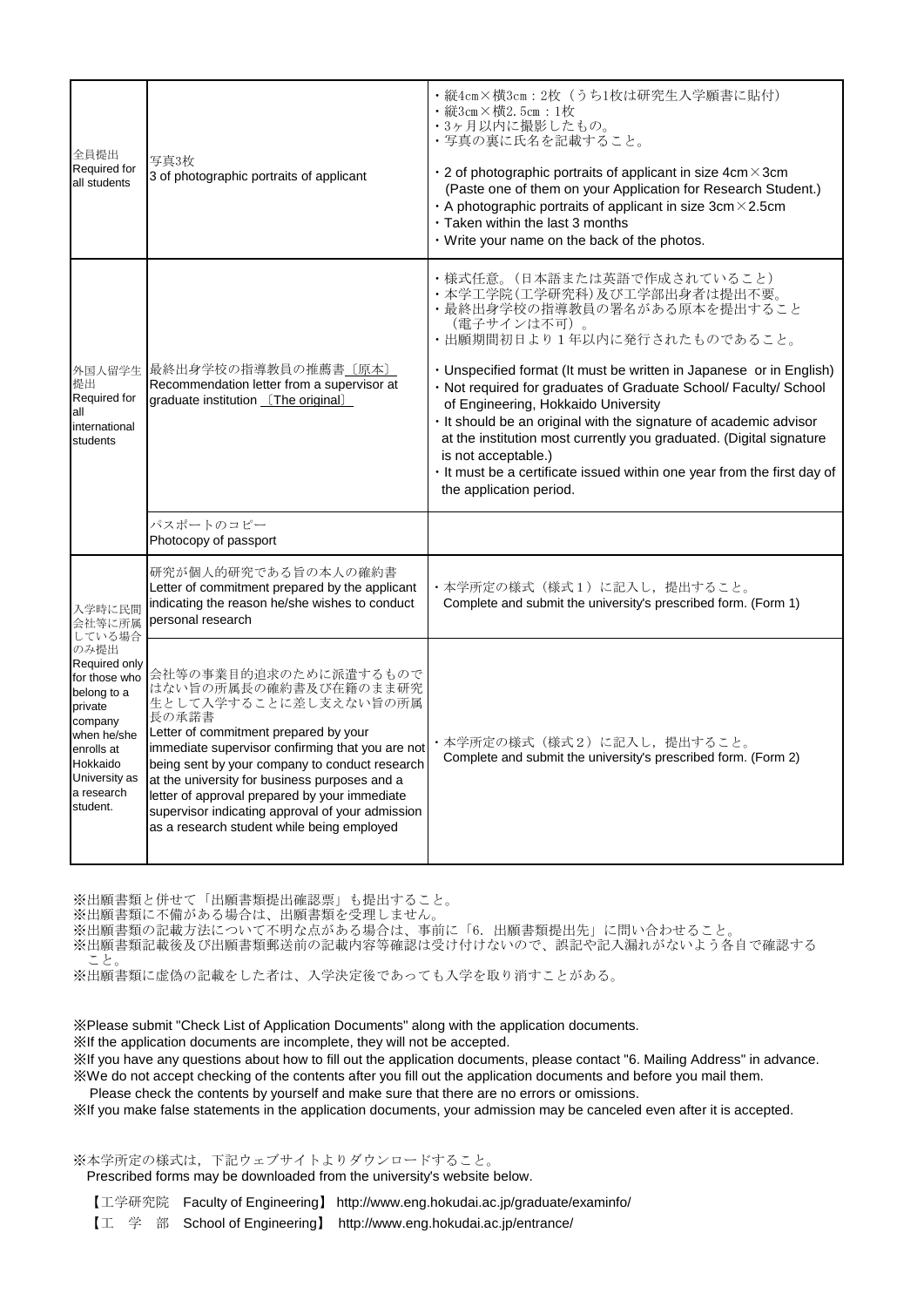| 全員提出<br>Required for all students | 写真3枚<br>3 of photographic portraits of applicant | ・縦4cm×横3cm：2枚（うち1枚は研究生入学願書に貼付）<br>・縦3cm×横2.5cm：1枚<br>・3ヶ月以内に撮影したもの。<br>・写真の裏に氏名を記載すること。<br><br>・2 of photographic portraits of applicant in size 4cm×3cm (Paste one of them on your Application for Research Student.)<br>・A photographic portraits of applicant in size 3cm×2.5cm<br>・Taken within the last 3 months<br>・Write your name on the back of the photos. |
|---|---|---|
| 外国人留学生提出<br>Required for all international students | 最終出身学校の指導教員の推薦書〔原本〕<br>Recommendation letter from a supervisor at graduate institution 〔The original〕 | ・様式任意。（日本語または英語で作成されていること）<br>・本学工学院(工学研究科)及び工学部出身者は提出不要。<br>・最終出身学校の指導教員の署名がある原本を提出すること（電子サインは不可）。<br>・出願期間初日より１年以内に発行されたものであること。<br><br>・Unspecified format (It must be written in Japanese or in English)<br>・Not required for graduates of Graduate School/ Faculty/ School of Engineering, Hokkaido University<br>・It should be an original with the signature of academic advisor at the institution most currently you graduated. (Digital signature is not acceptable.)<br>・It must be a certificate issued within one year from the first day of the application period. |
| | パスポートのコピー<br>Photocopy of passport | |
| 入学時に民間会社等に所属している場合のみ提出<br>Required only for those who belong to a private company when he/she enrolls at Hokkaido University as a research student. | 研究が個人的研究である旨の本人の確約書<br>Letter of commitment prepared by the applicant indicating the reason he/she wishes to conduct personal research | ・本学所定の様式（様式１）に記入し，提出すること。<br>Complete and submit the university's prescribed form. (Form 1) |
| | 会社等の事業目的追求のために派遣するものではない旨の所属長の確約書及び在籍のまま研究生として入学することに差し支えない旨の所属長の承諾書<br>Letter of commitment prepared by your immediate supervisor confirming that you are not being sent by your company to conduct research at the university for business purposes and a letter of approval prepared by your immediate supervisor indicating approval of your admission as a research student while being employed | ・本学所定の様式（様式２）に記入し，提出すること。<br>Complete and submit the university's prescribed form. (Form 2) |

※出願書類と併せて「出願書類提出確認票」も提出すること。
※出願書類に不備がある場合は、出願書類を受理しません。
※出願書類の記載方法について不明な点がある場合は、事前に「6．出願書類提出先」に問い合わせること。
※出願書類記載後及び出願書類郵送前の記載内容等確認は受け付けないので、誤記や記入漏れがないよう各自で確認すること。
※出願書類に虚偽の記載をした者は、入学決定後であっても入学を取り消すことがある。

※Please submit "Check List of Application Documents" along with the application documents.
※If the application documents are incomplete, they will not be accepted.
※If you have any questions about how to fill out the application documents, please contact "6. Mailing Address" in advance.
※We do not accept checking of the contents after you fill out the application documents and before you mail them.
Please check the contents by yourself and make sure that there are no errors or omissions.
※If you make false statements in the application documents, your admission may be canceled even after it is accepted.

※本学所定の様式は，下記ウェブサイトよりダウンロードすること。
Prescribed forms may be downloaded from the university's website below.

【工学研究院　Faculty of Engineering】 http://www.eng.hokudai.ac.jp/graduate/examinfo/

【工　学　部　School of Engineering】 http://www.eng.hokudai.ac.jp/entrance/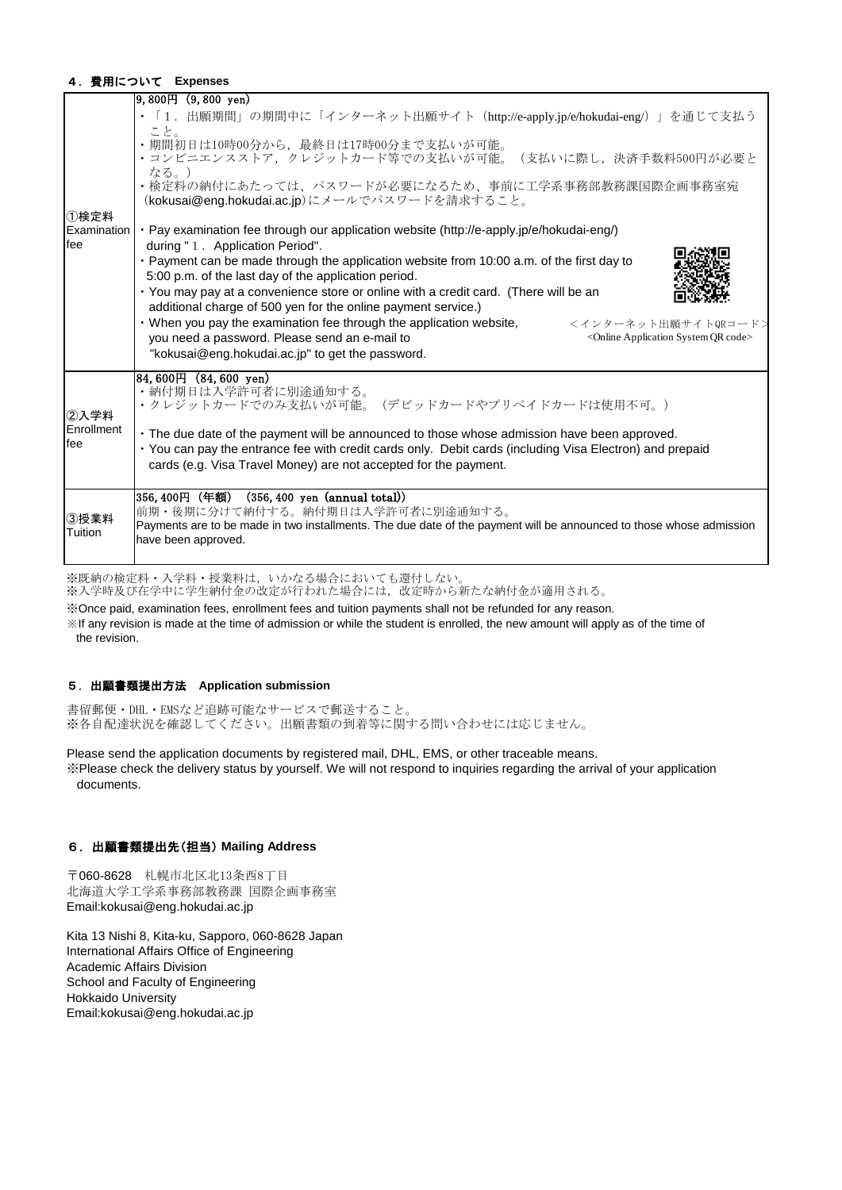## ４．費用について　Expenses

| | |
|---|---|
| ①検定料 Examination fee | 9,800円（9,800 yen）<br>・「１．出願期間」の期間中に「インターネット出願サイト（http://e-apply.jp/e/hokudai-eng/）」を通じて支払うこと。<br>・期間初日は10時00分から，最終日は17時00分まで支払いが可能。<br>・コンビニエンスストア，クレジットカード等での支払いが可能。（支払いに際し，決済手数料500円が必要となる。）<br>・検定料の納付にあたっては，パスワードが必要になるため、事前に工学系事務部教務課国際企画事務室宛（kokusai@eng.hokudai.ac.jp）にメールでパスワードを請求すること。<br><br>・Pay examination fee through our application website (http://e-apply.jp/e/hokudai-eng/) during "１．Application Period".<br>・Payment can be made through the application website from 10:00 a.m. of the first day to 5:00 p.m. of the last day of the application period.<br>・You may pay at a convenience store or online with a credit card. (There will be an additional charge of 500 yen for the online payment service.)<br>・When you pay the examination fee through the application website, you need a password. Please send an e-mail to "kokusai@eng.hokudai.ac.jp" to get the password.<br><br><インターネット出願サイトQRコード><br><Online Application System QR code> |
| ②入学料 Enrollment fee | 84,600円（84,600 yen）<br>・納付期日は入学許可者に別途通知する。<br>・クレジットカードでのみ支払いが可能。（デビッドカードやプリペイドカードは使用不可。）<br><br>・The due date of the payment will be announced to those whose admission have been approved.<br>・You can pay the entrance fee with credit cards only. Debit cards (including Visa Electron) and prepaid cards (e.g. Visa Travel Money) are not accepted for the payment. |
| ③授業料 Tuition | 356,400円（年額）（356,400 yen (annual total)）<br>前期・後期に分けて納付する。納付期日は入学許可者に別途通知する。<br>Payments are to be made in two installments. The due date of the payment will be announced to those whose admission have been approved. |

※既納の検定料・入学料・授業料は，いかなる場合においても還付しない。
※入学時及び在学中に学生納付金の改定が行われた場合には，改定時から新たな納付金が適用される。

※Once paid, examination fees, enrollment fees and tuition payments shall not be refunded for any reason.
※If any revision is made at the time of admission or while the student is enrolled, the new amount will apply as of the time of the revision.

## ５．出願書類提出方法　Application submission

書留郵便・DHL・EMSなど追跡可能なサービスで郵送すること。
※各自配達状況を確認してください。出願書類の到着等に関する問い合わせには応じません。

Please send the application documents by registered mail, DHL, EMS, or other traceable means.
※Please check the delivery status by yourself. We will not respond to inquiries regarding the arrival of your application documents.

## ６．出願書類提出先（担当） Mailing Address

〒060-8628　札幌市北区北13条西8丁目
北海道大学工学系事務部教務課 国際企画事務室
Email:kokusai@eng.hokudai.ac.jp

Kita 13 Nishi 8, Kita-ku, Sapporo, 060-8628 Japan
International Affairs Office of Engineering
Academic Affairs Division
School and Faculty of Engineering
Hokkaido University
Email:kokusai@eng.hokudai.ac.jp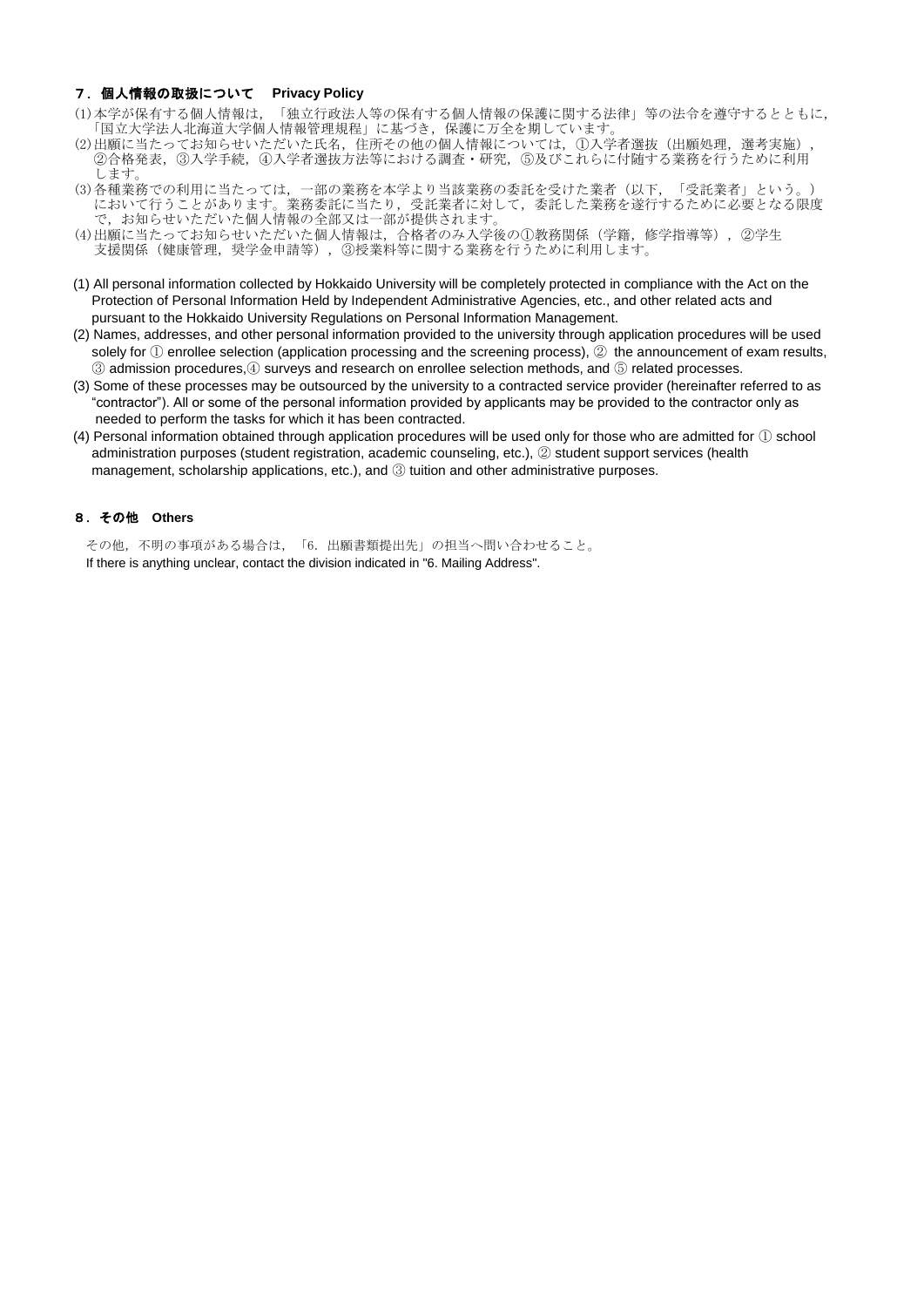## ７．個人情報の取扱について　Privacy Policy

(1) 本学が保有する個人情報は，「独立行政法人等の保有する個人情報の保護に関する法律」等の法令を遵守するとともに，「国立大学法人北海道大学個人情報管理規程」に基づき，保護に万全を期しています。
(2) 出願に当たってお知らせいただいた氏名，住所その他の個人情報については，①入学者選抜（出願処理，選考実施），②合格発表，③入学手続，④入学者選抜方法等における調査・研究，⑤及びこれらに付随する業務を行うために利用します。
(3) 各種業務での利用に当たっては，一部の業務を本学より当該業務の委託を受けた業者（以下，「受託業者」という。）において行うことがあります。業務委託に当たり，受託業者に対して，委託した業務を遂行するために必要となる限度で，お知らせいただいた個人情報の全部又は一部が提供されます。
(4) 出願に当たってお知らせいただいた個人情報は，合格者のみ入学後の①教務関係（学籍，修学指導等），②学生支援関係（健康管理，奨学金申請等），③授業料等に関する業務を行うために利用します。

(1) All personal information collected by Hokkaido University will be completely protected in compliance with the Act on the Protection of Personal Information Held by Independent Administrative Agencies, etc., and other related acts and pursuant to the Hokkaido University Regulations on Personal Information Management.
(2) Names, addresses, and other personal information provided to the university through application procedures will be used solely for ① enrollee selection (application processing and the screening process), ② the announcement of exam results, ③ admission procedures,④ surveys and research on enrollee selection methods, and ⑤ related processes.
(3) Some of these processes may be outsourced by the university to a contracted service provider (hereinafter referred to as “contractor”). All or some of the personal information provided by applicants may be provided to the contractor only as needed to perform the tasks for which it has been contracted.
(4) Personal information obtained through application procedures will be used only for those who are admitted for ① school administration purposes (student registration, academic counseling, etc.), ② student support services (health management, scholarship applications, etc.), and ③ tuition and other administrative purposes.

## ８．その他　Others

その他，不明の事項がある場合は，「6．出願書類提出先」の担当へ問い合わせること。
If there is anything unclear, contact the division indicated in "6. Mailing Address".